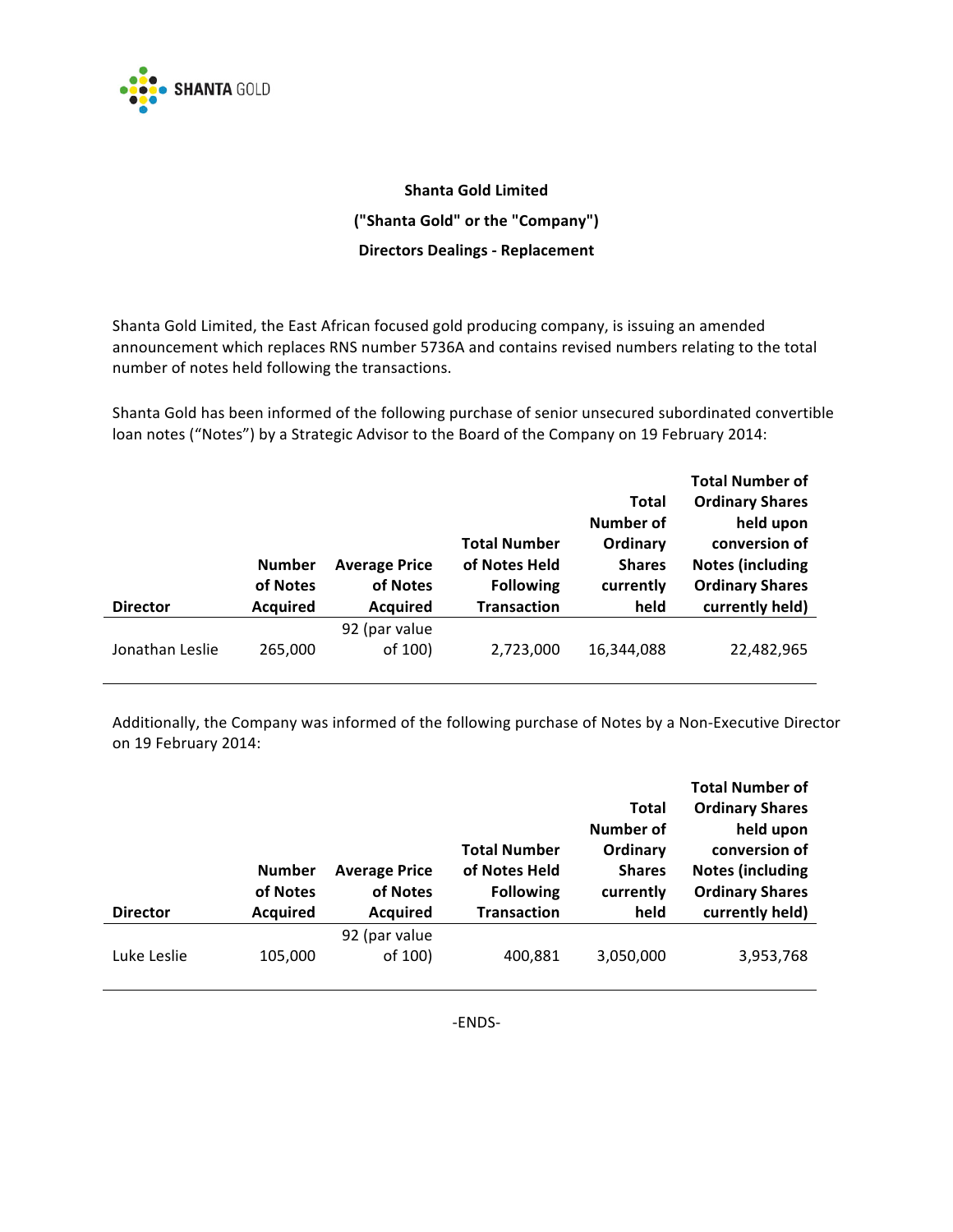**Shanta Gold Limited**

**("Shanta Gold" or the "Company")**

**Directors Dealings - Replacement**

Shanta Gold Limited, the East African focused gold producing company, is issuing an amended announcement which replaces RNS number 5736A and contains revised numbers relating to the total number of notes held following the transactions.

Shanta Gold has been informed of the following purchase of senior unsecured subordinated convertible loan notes ("Notes") by a Strategic Advisor to the Board of the Company on 19 February 2014:

| Director | Number of Notes Acquired | Average Price of Notes Acquired | Total Number of Notes Held Following Transaction | Total Number of Ordinary Shares currently held | Total Number of Ordinary Shares held upon conversion of Notes (including Ordinary Shares currently held) |
|---|---|---|---|---|---|
| Jonathan Leslie | 265,000 | 92 (par value of 100) | 2,723,000 | 16,344,088 | 22,482,965 |

Additionally, the Company was informed of the following purchase of Notes by a Non-Executive Director on 19 February 2014:

| Director | Number of Notes Acquired | Average Price of Notes Acquired | Total Number of Notes Held Following Transaction | Total Number of Ordinary Shares currently held | Total Number of Ordinary Shares held upon conversion of Notes (including Ordinary Shares currently held) |
|---|---|---|---|---|---|
| Luke Leslie | 105,000 | 92 (par value of 100) | 400,881 | 3,050,000 | 3,953,768 |

-ENDS-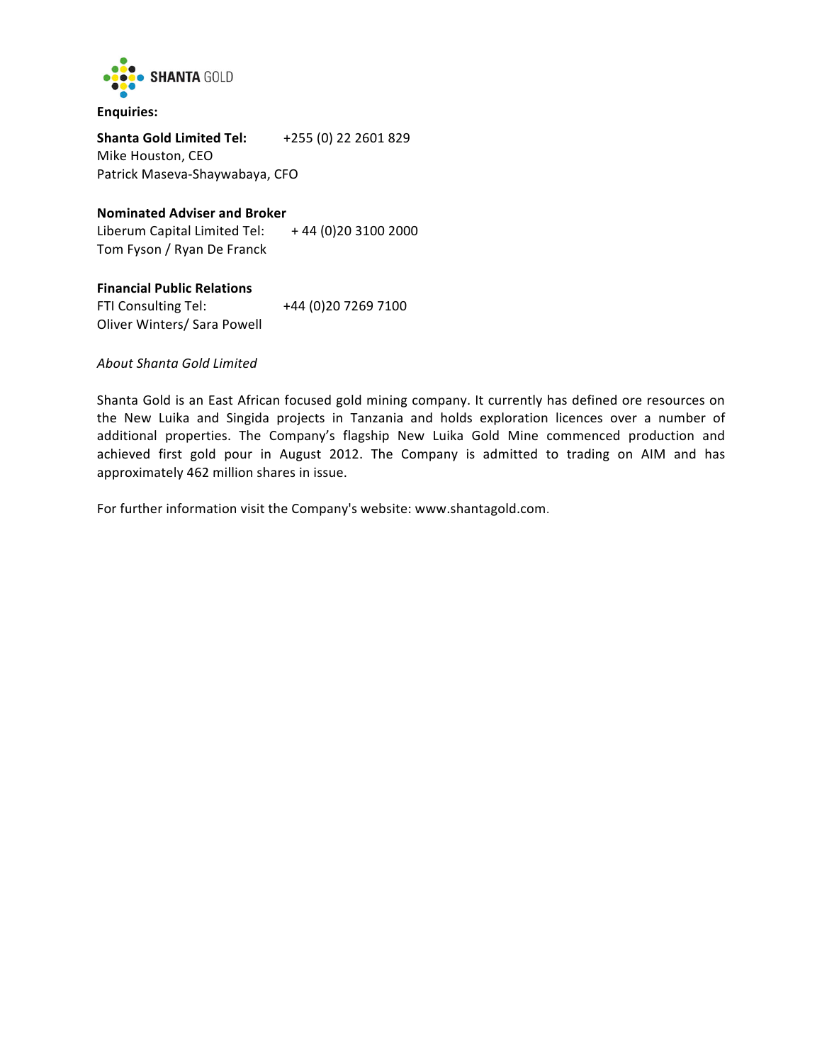**Enquiries:**

**Shanta Gold Limited Tel:** +255 (0) 22 2601 829
Mike Houston, CEO
Patrick Maseva-Shaywabaya, CFO

**Nominated Adviser and Broker**
Liberum Capital Limited Tel: + 44 (0)20 3100 2000
Tom Fyson / Ryan De Franck

**Financial Public Relations**
FTI Consulting Tel: +44 (0)20 7269 7100
Oliver Winters/ Sara Powell

*About Shanta Gold Limited*

Shanta Gold is an East African focused gold mining company. It currently has defined ore resources on the New Luika and Singida projects in Tanzania and holds exploration licences over a number of additional properties. The Company's flagship New Luika Gold Mine commenced production and achieved first gold pour in August 2012. The Company is admitted to trading on AIM and has approximately 462 million shares in issue.

For further information visit the Company's website: www.shantagold.com.